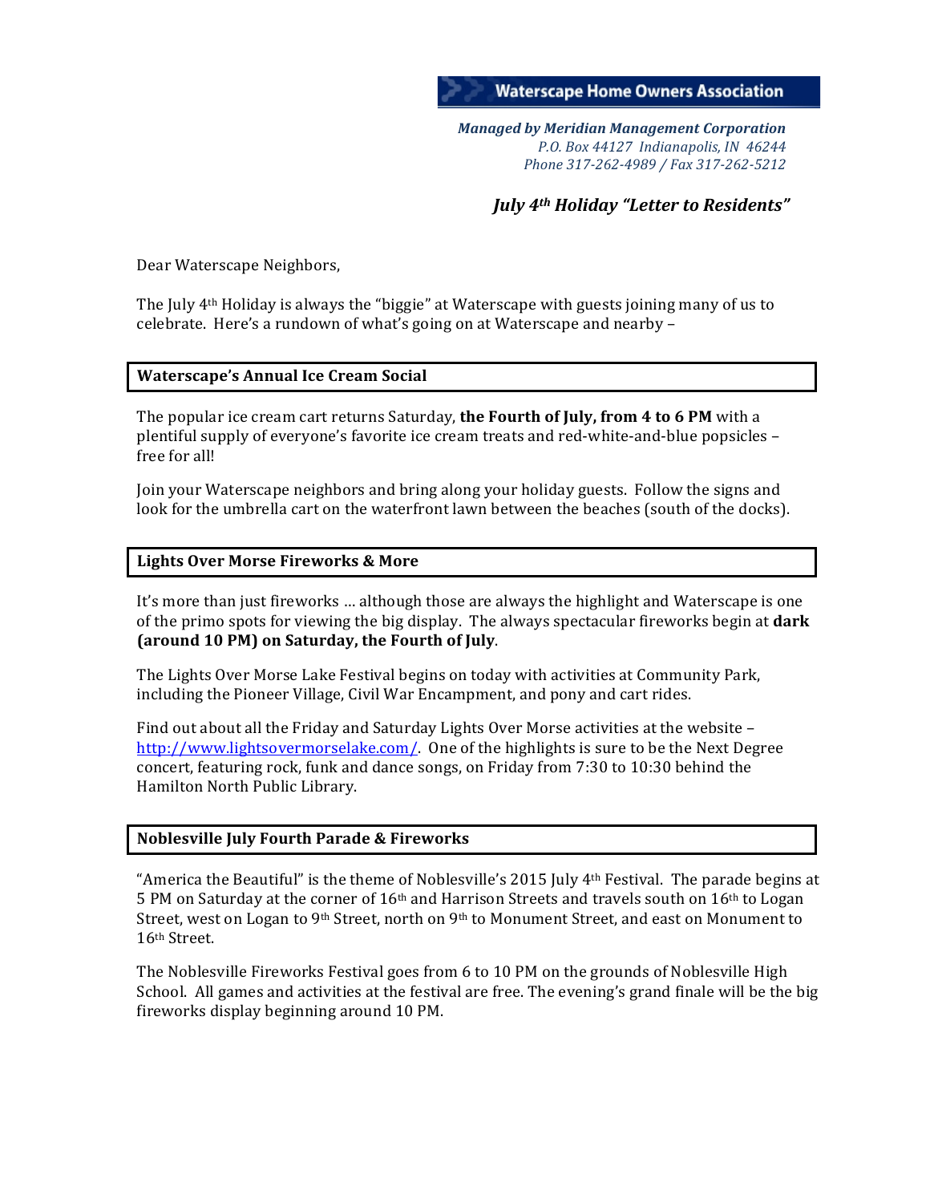**Waterscape Home Owners Association**

*Managed by Meridian Management Corporation*
*P.O. Box 44127 Indianapolis, IN 46244*
*Phone 317-262-4989 / Fax 317-262-5212*

## *July 4th Holiday "Letter to Residents"*

Dear Waterscape Neighbors,

The July 4th Holiday is always the "biggie" at Waterscape with guests joining many of us to celebrate. Here's a rundown of what's going on at Waterscape and nearby –

### Waterscape's Annual Ice Cream Social

The popular ice cream cart returns Saturday, **the Fourth of July, from 4 to 6 PM** with a plentiful supply of everyone's favorite ice cream treats and red-white-and-blue popsicles – free for all!

Join your Waterscape neighbors and bring along your holiday guests. Follow the signs and look for the umbrella cart on the waterfront lawn between the beaches (south of the docks).

### Lights Over Morse Fireworks & More

It's more than just fireworks … although those are always the highlight and Waterscape is one of the primo spots for viewing the big display. The always spectacular fireworks begin at **dark (around 10 PM) on Saturday, the Fourth of July**.

The Lights Over Morse Lake Festival begins on today with activities at Community Park, including the Pioneer Village, Civil War Encampment, and pony and cart rides.

Find out about all the Friday and Saturday Lights Over Morse activities at the website – [http://www.lightsovermorselake.com/](http://www.lightsovermorselake.com/). One of the highlights is sure to be the Next Degree concert, featuring rock, funk and dance songs, on Friday from 7:30 to 10:30 behind the Hamilton North Public Library.

### Noblesville July Fourth Parade & Fireworks

"America the Beautiful" is the theme of Noblesville's 2015 July 4th Festival. The parade begins at 5 PM on Saturday at the corner of 16th and Harrison Streets and travels south on 16th to Logan Street, west on Logan to 9th Street, north on 9th to Monument Street, and east on Monument to 16th Street.

The Noblesville Fireworks Festival goes from 6 to 10 PM on the grounds of Noblesville High School. All games and activities at the festival are free. The evening's grand finale will be the big fireworks display beginning around 10 PM.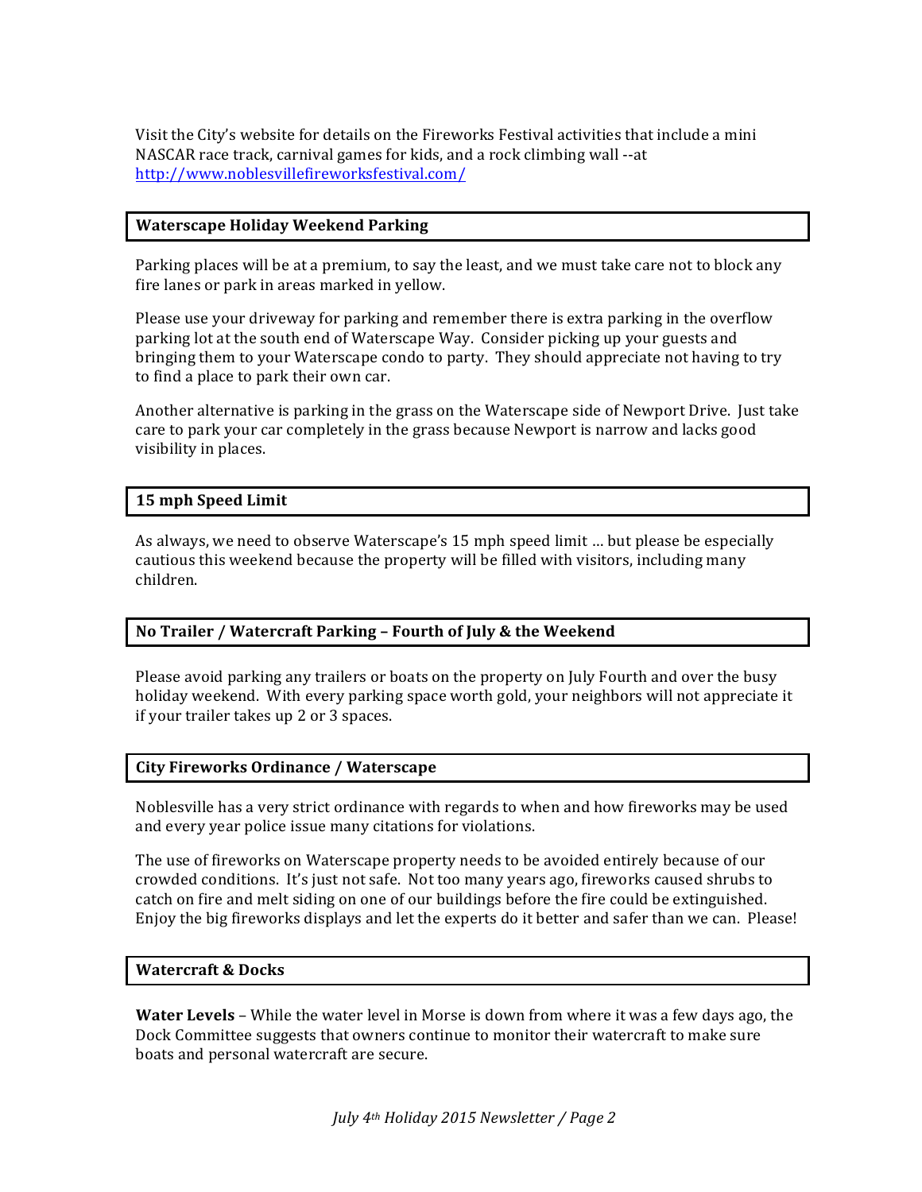Visit the City's website for details on the Fireworks Festival activities that include a mini NASCAR race track, carnival games for kids, and a rock climbing wall --at http://www.noblesvillefireworksfestival.com/

## Waterscape Holiday Weekend Parking

Parking places will be at a premium, to say the least, and we must take care not to block any fire lanes or park in areas marked in yellow.

Please use your driveway for parking and remember there is extra parking in the overflow parking lot at the south end of Waterscape Way. Consider picking up your guests and bringing them to your Waterscape condo to party. They should appreciate not having to try to find a place to park their own car.

Another alternative is parking in the grass on the Waterscape side of Newport Drive. Just take care to park your car completely in the grass because Newport is narrow and lacks good visibility in places.

## 15 mph Speed Limit

As always, we need to observe Waterscape's 15 mph speed limit … but please be especially cautious this weekend because the property will be filled with visitors, including many children.

## No Trailer / Watercraft Parking – Fourth of July & the Weekend

Please avoid parking any trailers or boats on the property on July Fourth and over the busy holiday weekend. With every parking space worth gold, your neighbors will not appreciate it if your trailer takes up 2 or 3 spaces.

## City Fireworks Ordinance / Waterscape

Noblesville has a very strict ordinance with regards to when and how fireworks may be used and every year police issue many citations for violations.

The use of fireworks on Waterscape property needs to be avoided entirely because of our crowded conditions. It's just not safe. Not too many years ago, fireworks caused shrubs to catch on fire and melt siding on one of our buildings before the fire could be extinguished. Enjoy the big fireworks displays and let the experts do it better and safer than we can. Please!

## Watercraft & Docks

**Water Levels** – While the water level in Morse is down from where it was a few days ago, the Dock Committee suggests that owners continue to monitor their watercraft to make sure boats and personal watercraft are secure.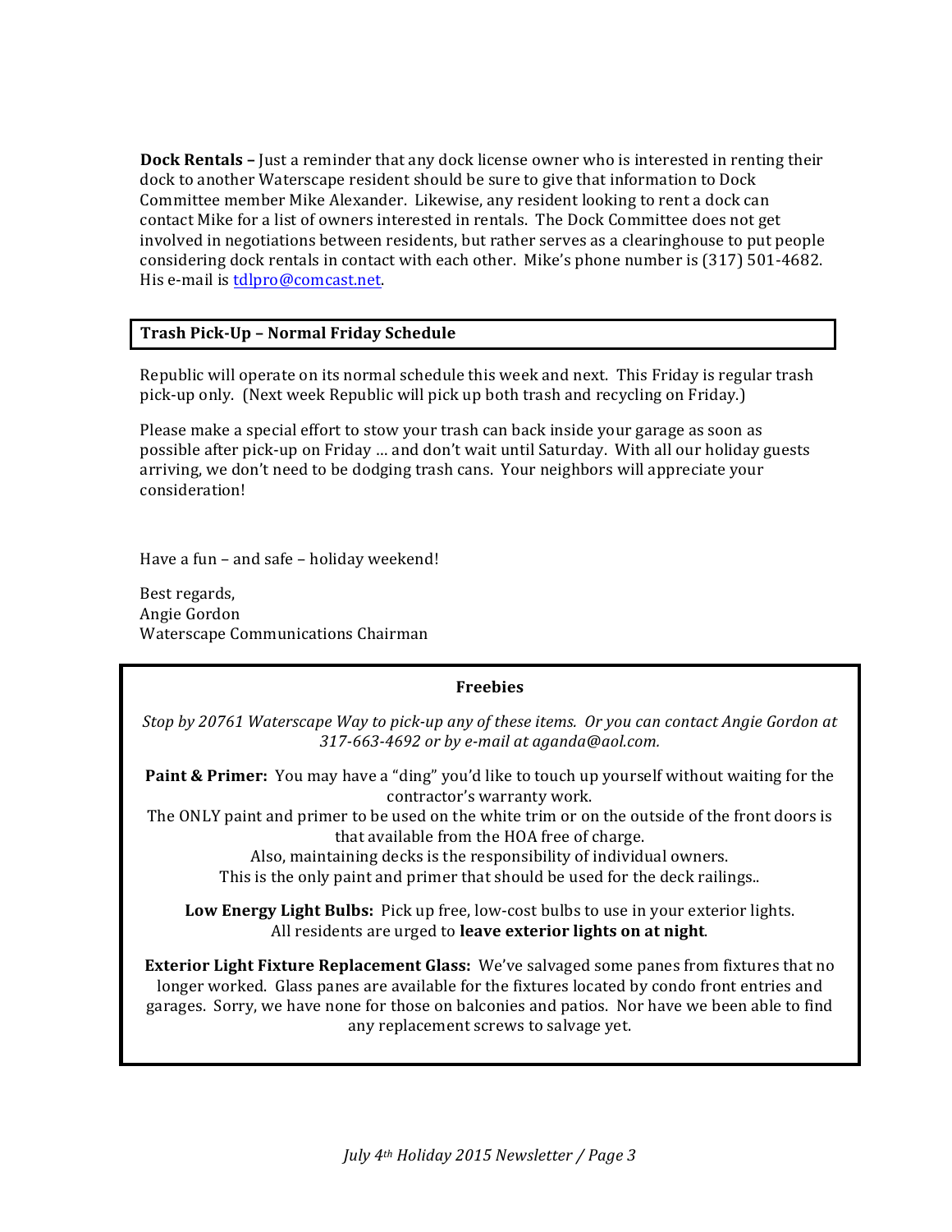**Dock Rentals –** Just a reminder that any dock license owner who is interested in renting their dock to another Waterscape resident should be sure to give that information to Dock Committee member Mike Alexander. Likewise, any resident looking to rent a dock can contact Mike for a list of owners interested in rentals. The Dock Committee does not get involved in negotiations between residents, but rather serves as a clearinghouse to put people considering dock rentals in contact with each other. Mike's phone number is (317) 501-4682. His e-mail is tdlpro@comcast.net.

## Trash Pick-Up – Normal Friday Schedule

Republic will operate on its normal schedule this week and next. This Friday is regular trash pick-up only. (Next week Republic will pick up both trash and recycling on Friday.)

Please make a special effort to stow your trash can back inside your garage as soon as possible after pick-up on Friday … and don't wait until Saturday. With all our holiday guests arriving, we don't need to be dodging trash cans. Your neighbors will appreciate your consideration!

Have a fun – and safe – holiday weekend!

Best regards,
Angie Gordon
Waterscape Communications Chairman

## Freebies

*Stop by 20761 Waterscape Way to pick-up any of these items. Or you can contact Angie Gordon at 317-663-4692 or by e-mail at aganda@aol.com.*

**Paint & Primer:** You may have a "ding" you'd like to touch up yourself without waiting for the contractor's warranty work.
The ONLY paint and primer to be used on the white trim or on the outside of the front doors is that available from the HOA free of charge.
Also, maintaining decks is the responsibility of individual owners.
This is the only paint and primer that should be used for the deck railings..

**Low Energy Light Bulbs:** Pick up free, low-cost bulbs to use in your exterior lights.
All residents are urged to **leave exterior lights on at night**.

**Exterior Light Fixture Replacement Glass:** We've salvaged some panes from fixtures that no longer worked. Glass panes are available for the fixtures located by condo front entries and garages. Sorry, we have none for those on balconies and patios. Nor have we been able to find any replacement screws to salvage yet.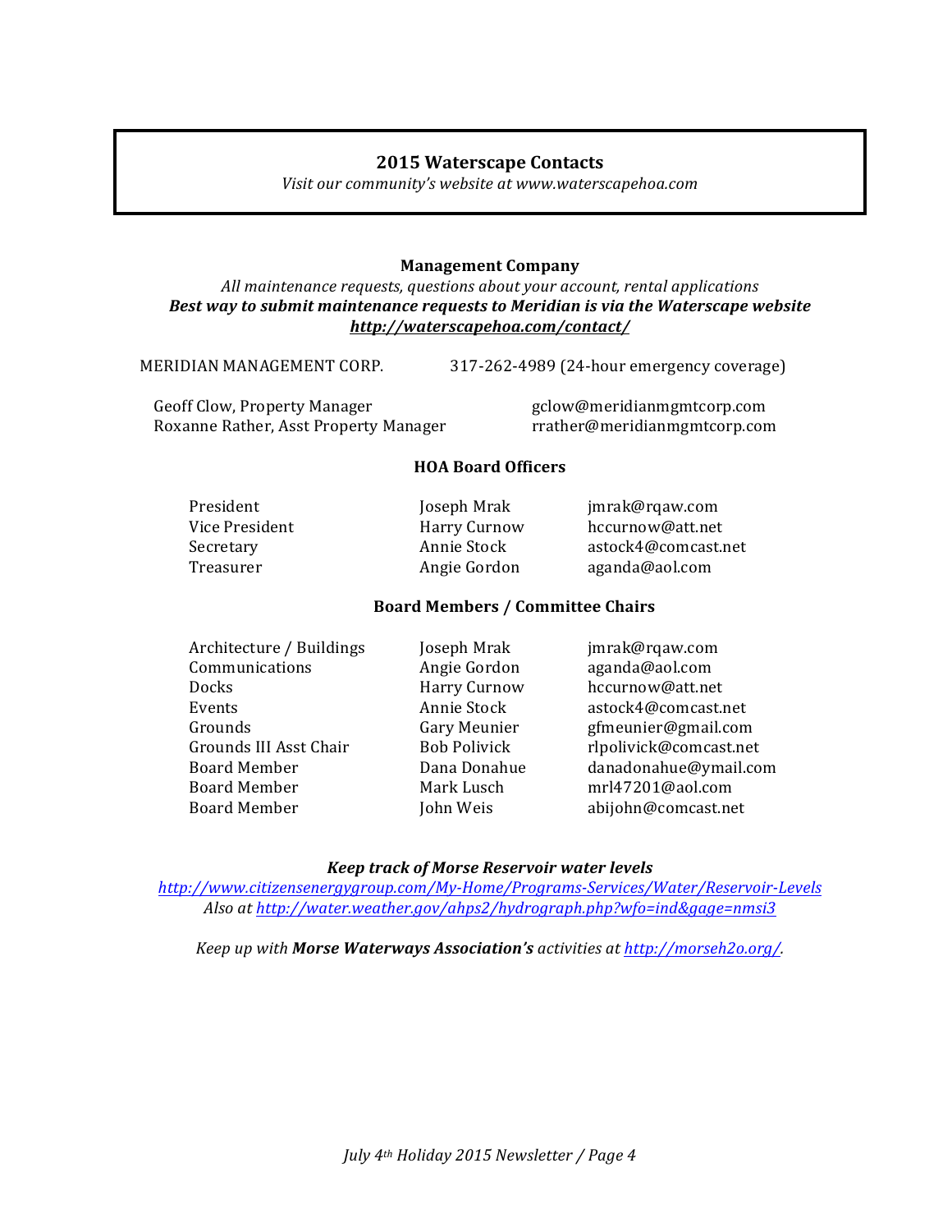## 2015 Waterscape Contacts

*Visit our community's website at www.waterscapehoa.com*

### Management Company

*All maintenance requests, questions about your account, rental applications*

***Best way to submit maintenance requests to Meridian is via the Waterscape website***

***http://waterscapehoa.com/contact/***

MERIDIAN MANAGEMENT CORP. 317-262-4989 (24-hour emergency coverage)

| | |
|---|---|
| Geoff Clow, Property Manager | gclow@meridianmgmtcorp.com |
| Roxanne Rather, Asst Property Manager | rrather@meridianmgmtcorp.com |

### HOA Board Officers

| | | |
|---|---|---|
| President | Joseph Mrak | jmrak@rqaw.com |
| Vice President | Harry Curnow | hccurnow@att.net |
| Secretary | Annie Stock | astock4@comcast.net |
| Treasurer | Angie Gordon | aganda@aol.com |

### Board Members / Committee Chairs

| | | |
|---|---|---|
| Architecture / Buildings | Joseph Mrak | jmrak@rqaw.com |
| Communications | Angie Gordon | aganda@aol.com |
| Docks | Harry Curnow | hccurnow@att.net |
| Events | Annie Stock | astock4@comcast.net |
| Grounds | Gary Meunier | gfmeunier@gmail.com |
| Grounds III Asst Chair | Bob Polivick | rlpolivick@comcast.net |
| Board Member | Dana Donahue | danadonahue@ymail.com |
| Board Member | Mark Lusch | mrl47201@aol.com |
| Board Member | John Weis | abijohn@comcast.net |

***Keep track of Morse Reservoir water levels***

*http://www.citizensenergygroup.com/My-Home/Programs-Services/Water/Reservoir-Levels*

*Also at http://water.weather.gov/ahps2/hydrograph.php?wfo=ind&gage=nmsi3*

*Keep up with **Morse Waterways Association's** activities at http://morseh2o.org/.*